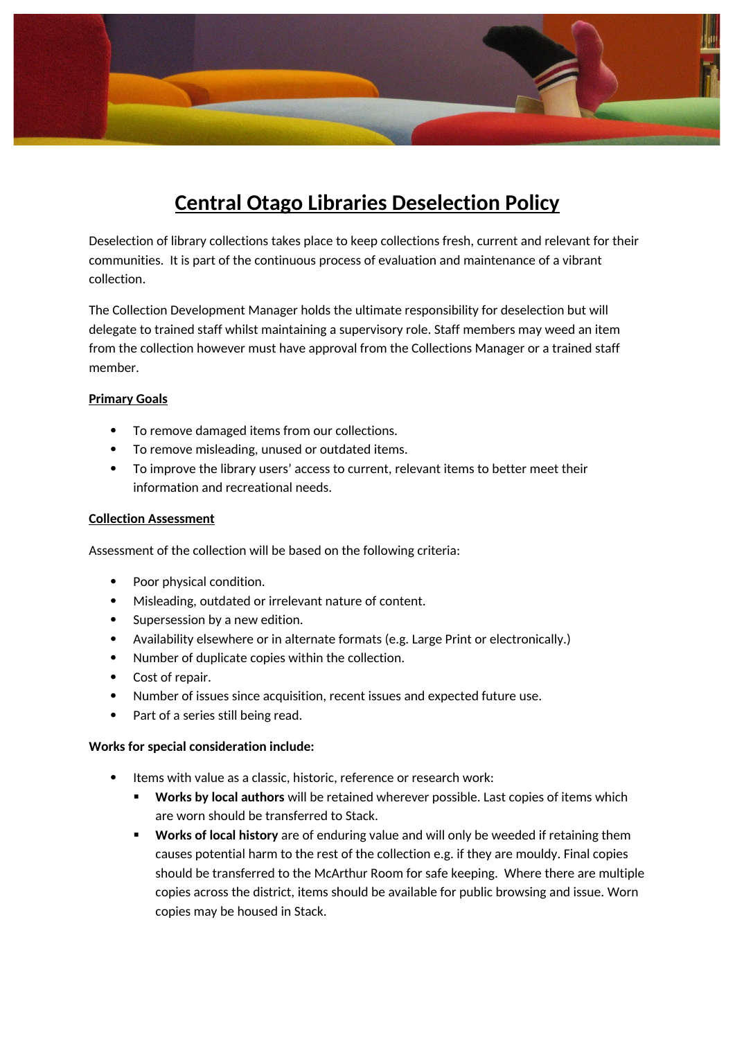# Central Otago Libraries Deselection Policy

Deselection of library collections takes place to keep collections fresh, current and relevant for their communities. It is part of the continuous process of evaluation and maintenance of a vibrant collection.

The Collection Development Manager holds the ultimate responsibility for deselection but will delegate to trained staff whilst maintaining a supervisory role. Staff members may weed an item from the collection however must have approval from the Collections Manager or a trained staff member.

## Primary Goals

- To remove damaged items from our collections.
- To remove misleading, unused or outdated items.
- To improve the library users' access to current, relevant items to better meet their information and recreational needs.

## Collection Assessment

Assessment of the collection will be based on the following criteria:

- Poor physical condition.
- Misleading, outdated or irrelevant nature of content.
- Supersession by a new edition.
- Availability elsewhere or in alternate formats (e.g. Large Print or electronically.)
- Number of duplicate copies within the collection.
- Cost of repair.
- Number of issues since acquisition, recent issues and expected future use.
- Part of a series still being read.

**Works for special consideration include:**

- Items with value as a classic, historic, reference or research work:
  - **Works by local authors** will be retained wherever possible. Last copies of items which are worn should be transferred to Stack.
  - **Works of local history** are of enduring value and will only be weeded if retaining them causes potential harm to the rest of the collection e.g. if they are mouldy. Final copies should be transferred to the McArthur Room for safe keeping. Where there are multiple copies across the district, items should be available for public browsing and issue. Worn copies may be housed in Stack.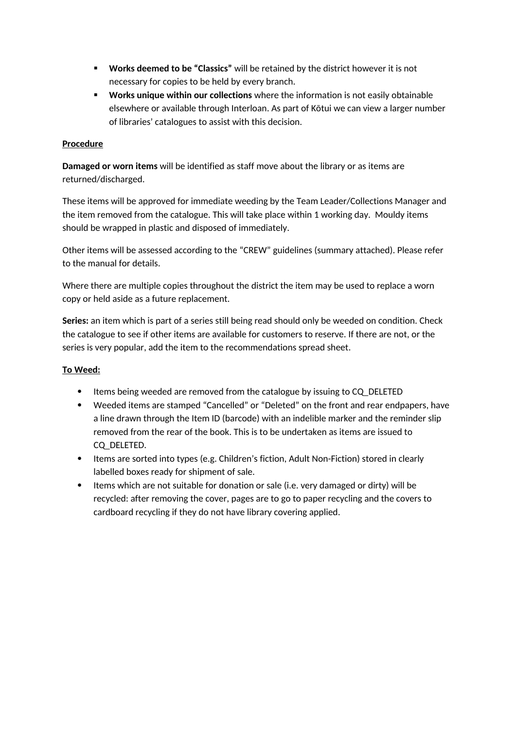- **Works deemed to be "Classics"** will be retained by the district however it is not necessary for copies to be held by every branch.
- **Works unique within our collections** where the information is not easily obtainable elsewhere or available through Interloan. As part of Kōtui we can view a larger number of libraries' catalogues to assist with this decision.

**<u>Procedure</u>**

**Damaged or worn items** will be identified as staff move about the library or as items are returned/discharged.

These items will be approved for immediate weeding by the Team Leader/Collections Manager and the item removed from the catalogue. This will take place within 1 working day. Mouldy items should be wrapped in plastic and disposed of immediately.

Other items will be assessed according to the "CREW" guidelines (summary attached). Please refer to the manual for details.

Where there are multiple copies throughout the district the item may be used to replace a worn copy or held aside as a future replacement.

**Series:** an item which is part of a series still being read should only be weeded on condition. Check the catalogue to see if other items are available for customers to reserve. If there are not, or the series is very popular, add the item to the recommendations spread sheet.

**<u>To Weed:</u>**

- Items being weeded are removed from the catalogue by issuing to CQ_DELETED
- Weeded items are stamped "Cancelled" or "Deleted" on the front and rear endpapers, have a line drawn through the Item ID (barcode) with an indelible marker and the reminder slip removed from the rear of the book. This is to be undertaken as items are issued to CQ_DELETED.
- Items are sorted into types (e.g. Children's fiction, Adult Non-Fiction) stored in clearly labelled boxes ready for shipment of sale.
- Items which are not suitable for donation or sale (i.e. very damaged or dirty) will be recycled: after removing the cover, pages are to go to paper recycling and the covers to cardboard recycling if they do not have library covering applied.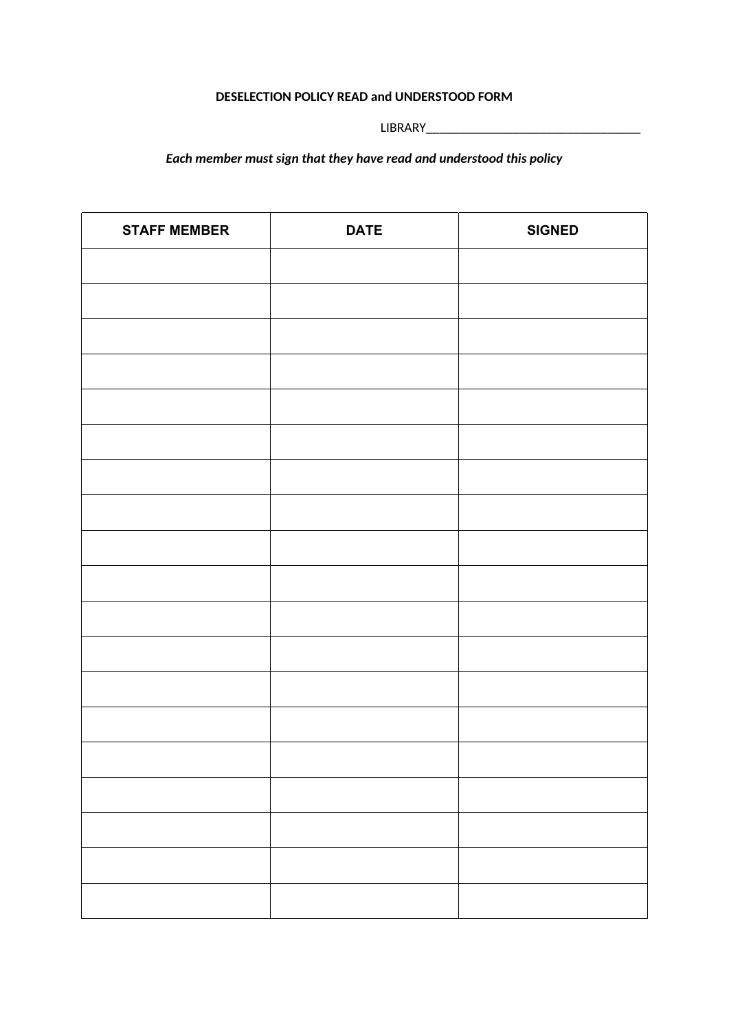**DESELECTION POLICY READ and UNDERSTOOD FORM**

LIBRARY___________________________________

***Each member must sign that they have read and understood this policy***

| STAFF MEMBER | DATE | SIGNED |
|---|---|---|
| | | |
| | | |
| | | |
| | | |
| | | |
| | | |
| | | |
| | | |
| | | |
| | | |
| | | |
| | | |
| | | |
| | | |
| | | |
| | | |
| | | |
| | | |
| | | |